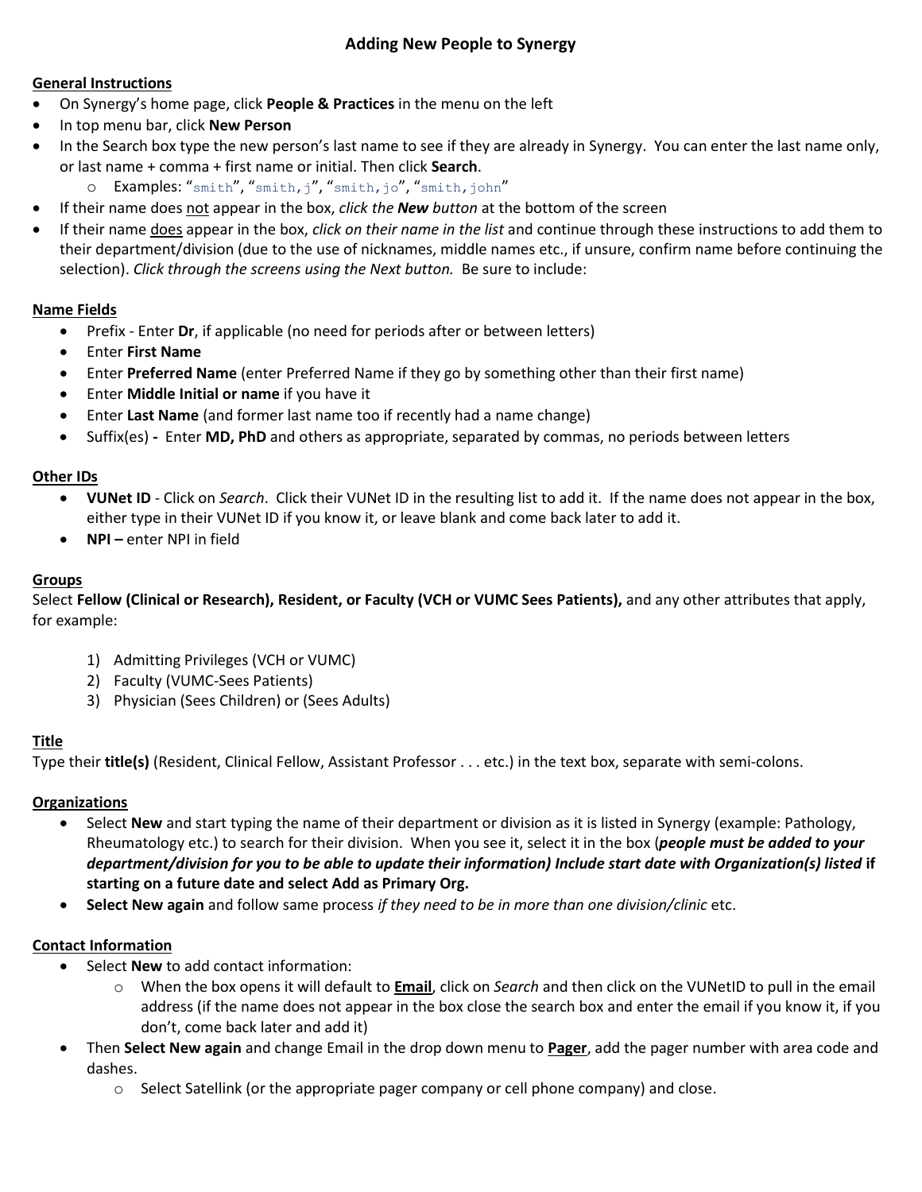# Adding New People to Synergy

## General Instructions

- On Synergy's home page, click **People & Practices** in the menu on the left
- In top menu bar, click **New Person**
- In the Search box type the new person's last name to see if they are already in Synergy. You can enter the last name only, or last name + comma + first name or initial. Then click **Search**.
  - Examples: "`smith`", "`smith,j`", "`smith,jo`", "`smith,john`"
- If their name does not appear in the box, *click the **New** button* at the bottom of the screen
- If their name does appear in the box, *click on their name in the list* and continue through these instructions to add them to their department/division (due to the use of nicknames, middle names etc., if unsure, confirm name before continuing the selection). *Click through the screens using the Next button.* Be sure to include:

## Name Fields

- Prefix - Enter **Dr**, if applicable (no need for periods after or between letters)
- Enter **First Name**
- Enter **Preferred Name** (enter Preferred Name if they go by something other than their first name)
- Enter **Middle Initial or name** if you have it
- Enter **Last Name** (and former last name too if recently had a name change)
- Suffix(es) **-** Enter **MD, PhD** and others as appropriate, separated by commas, no periods between letters

## Other IDs

- **VUNet ID** - Click on *Search*. Click their VUNet ID in the resulting list to add it. If the name does not appear in the box, either type in their VUNet ID if you know it, or leave blank and come back later to add it.
- **NPI –** enter NPI in field

## Groups

Select **Fellow (Clinical or Research), Resident, or Faculty (VCH or VUMC Sees Patients),** and any other attributes that apply, for example:

1) Admitting Privileges (VCH or VUMC)
2) Faculty (VUMC-Sees Patients)
3) Physician (Sees Children) or (Sees Adults)

## Title

Type their **title(s)** (Resident, Clinical Fellow, Assistant Professor . . . etc.) in the text box, separate with semi-colons.

## Organizations

- Select **New** and start typing the name of their department or division as it is listed in Synergy (example: Pathology, Rheumatology etc.) to search for their division. When you see it, select it in the box (***people must be added to your department/division for you to be able to update their information) Include start date with Organization(s) listed*** **if starting on a future date and select Add as Primary Org.**
- **Select New again** and follow same process *if they need to be in more than one division/clinic* etc.

## Contact Information

- Select **New** to add contact information:
  - When the box opens it will default to **Email**, click on *Search* and then click on the VUNetID to pull in the email address (if the name does not appear in the box close the search box and enter the email if you know it, if you don't, come back later and add it)
- Then **Select New again** and change Email in the drop down menu to **Pager**, add the pager number with area code and dashes.
  - Select Satellink (or the appropriate pager company or cell phone company) and close.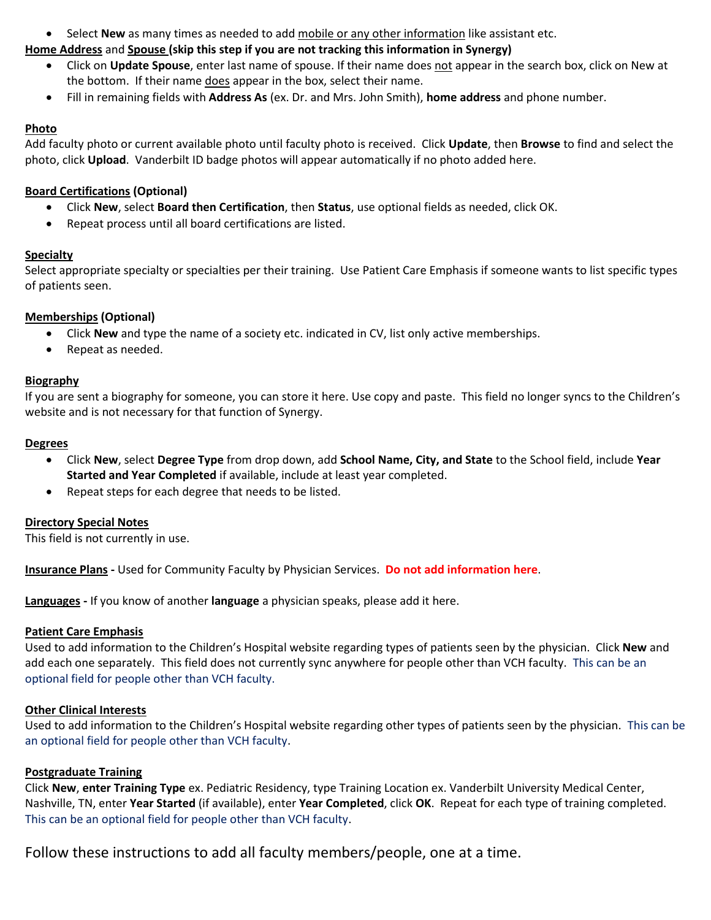- Select **New** as many times as needed to add mobile or any other information like assistant etc.

**Home Address** and **Spouse (skip this step if you are not tracking this information in Synergy)**

- Click on **Update Spouse**, enter last name of spouse. If their name does not appear in the search box, click on New at the bottom. If their name does appear in the box, select their name.
- Fill in remaining fields with **Address As** (ex. Dr. and Mrs. John Smith), **home address** and phone number.

**Photo**

Add faculty photo or current available photo until faculty photo is received. Click **Update**, then **Browse** to find and select the photo, click **Upload**. Vanderbilt ID badge photos will appear automatically if no photo added here.

**Board Certifications (Optional)**

- Click **New**, select **Board then Certification**, then **Status**, use optional fields as needed, click OK.
- Repeat process until all board certifications are listed.

**Specialty**

Select appropriate specialty or specialties per their training. Use Patient Care Emphasis if someone wants to list specific types of patients seen.

**Memberships (Optional)**

- Click **New** and type the name of a society etc. indicated in CV, list only active memberships.
- Repeat as needed.

**Biography**

If you are sent a biography for someone, you can store it here. Use copy and paste. This field no longer syncs to the Children's website and is not necessary for that function of Synergy.

**Degrees**

- Click **New**, select **Degree Type** from drop down, add **School Name, City, and State** to the School field, include **Year Started and Year Completed** if available, include at least year completed.
- Repeat steps for each degree that needs to be listed.

**Directory Special Notes**

This field is not currently in use.

**Insurance Plans -** Used for Community Faculty by Physician Services. **Do not add information here**.

**Languages -** If you know of another **language** a physician speaks, please add it here.

**Patient Care Emphasis**

Used to add information to the Children's Hospital website regarding types of patients seen by the physician. Click **New** and add each one separately. This field does not currently sync anywhere for people other than VCH faculty. This can be an optional field for people other than VCH faculty.

**Other Clinical Interests**

Used to add information to the Children's Hospital website regarding other types of patients seen by the physician. This can be an optional field for people other than VCH faculty.

**Postgraduate Training**

Click **New**, **enter Training Type** ex. Pediatric Residency, type Training Location ex. Vanderbilt University Medical Center, Nashville, TN, enter **Year Started** (if available), enter **Year Completed**, click **OK**. Repeat for each type of training completed. This can be an optional field for people other than VCH faculty.

Follow these instructions to add all faculty members/people, one at a time.